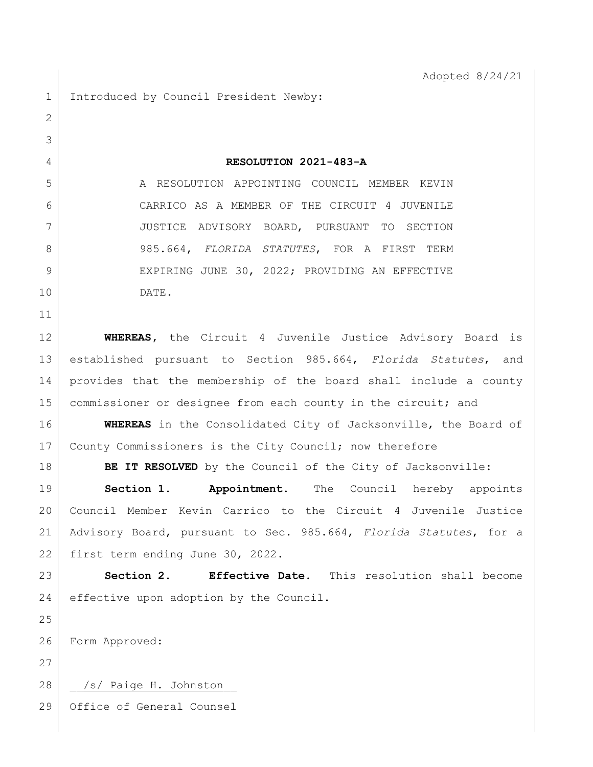Adopted 8/24/21

Introduced by Council President Newby:

**RESOLUTION 2021-483-A**

A RESOLUTION APPOINTING COUNCIL MEMBER KEVIN CARRICO AS A MEMBER OF THE CIRCUIT 4 JUVENILE JUSTICE ADVISORY BOARD, PURSUANT TO SECTION 985.664, *FLORIDA STATUTES*, FOR A FIRST TERM EXPIRING JUNE 30, 2022; PROVIDING AN EFFECTIVE DATE.

**WHEREAS**, the Circuit 4 Juvenile Justice Advisory Board is established pursuant to Section 985.664, *Florida Statutes*, and provides that the membership of the board shall include a county commissioner or designee from each county in the circuit; and

**WHEREAS** in the Consolidated City of Jacksonville, the Board of County Commissioners is the City Council; now therefore

**BE IT RESOLVED** by the Council of the City of Jacksonville:

**Section 1. Appointment.** The Council hereby appoints Council Member Kevin Carrico to the Circuit 4 Juvenile Justice Advisory Board, pursuant to Sec. 985.664, *Florida Statutes*, for a first term ending June 30, 2022.

**Section 2. Effective Date.** This resolution shall become effective upon adoption by the Council.

Form Approved:

/s/ Paige H. Johnston

Office of General Counsel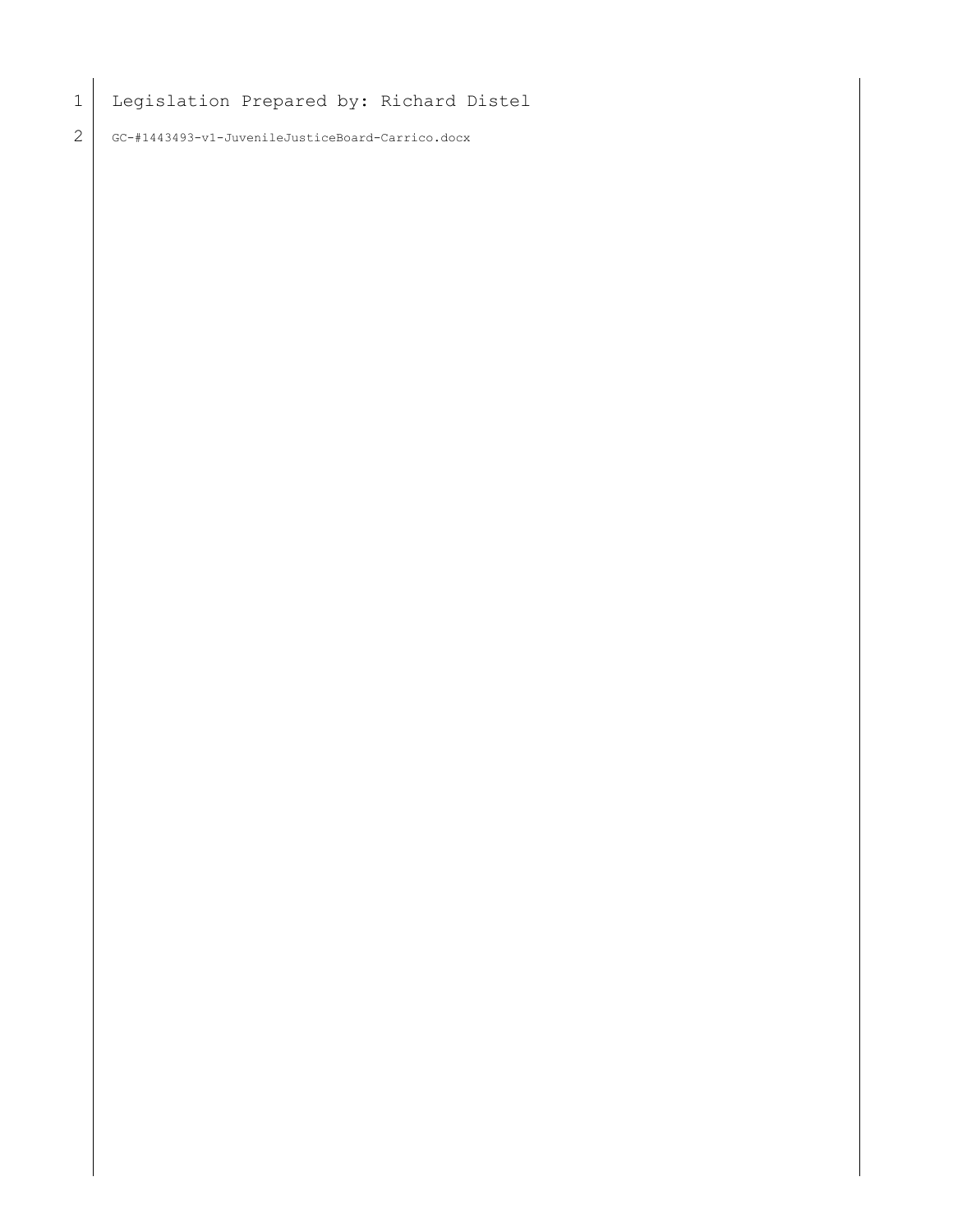Legislation Prepared by: Richard Distel

GC-#1443493-v1-JuvenileJusticeBoard-Carrico.docx